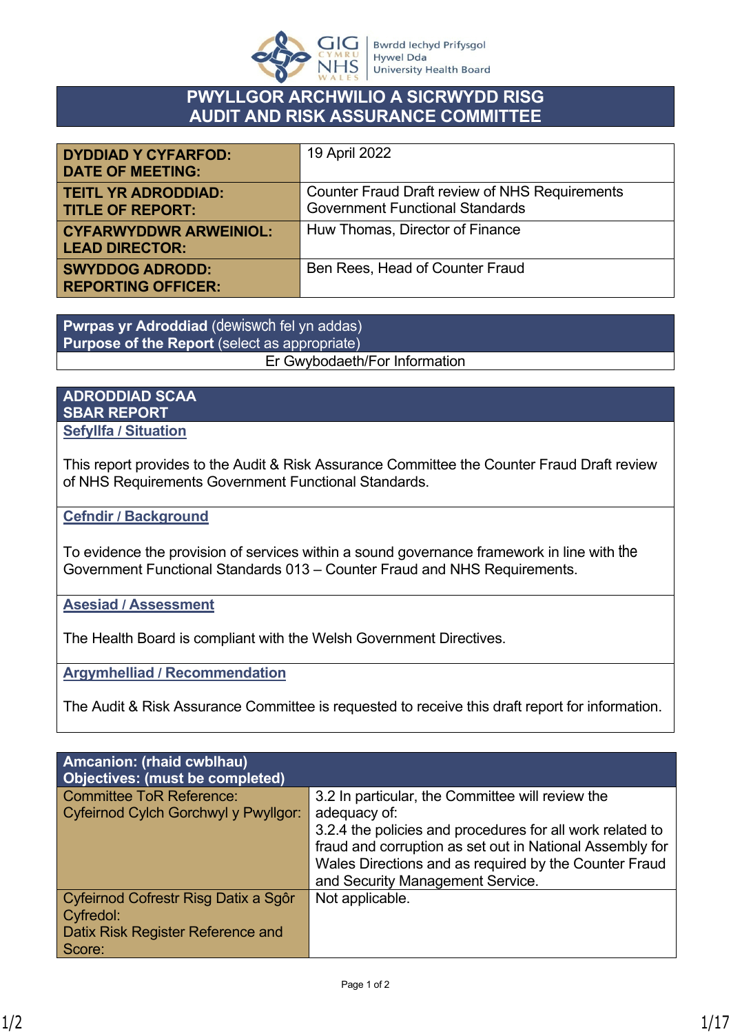# PWYLLGOR ARCHWILIO A SICRWYDD RISG
# AUDIT AND RISK ASSURANCE COMMITTEE

| | |
|---|---|
| **DYDDIAD Y CYFARFOD: DATE OF MEETING:** | 19 April 2022 |
| **TEITL YR ADRODDIAD: TITLE OF REPORT:** | Counter Fraud Draft review of NHS Requirements Government Functional Standards |
| **CYFARWYDDWR ARWEINIOL: LEAD DIRECTOR:** | Huw Thomas, Director of Finance |
| **SWYDDOG ADRODD: REPORTING OFFICER:** | Ben Rees, Head of Counter Fraud |

| **Pwrpas yr Adroddiad** (dewiswch fel yn addas) **Purpose of the Report** (select as appropriate) |
|---|
| Er Gwybodaeth/For Information |

## ADRODDIAD SCAA
## SBAR REPORT

### Sefyllfa / Situation

This report provides to the Audit & Risk Assurance Committee the Counter Fraud Draft review of NHS Requirements Government Functional Standards.

### Cefndir / Background

To evidence the provision of services within a sound governance framework in line with the Government Functional Standards 013 – Counter Fraud and NHS Requirements.

### Asesiad / Assessment

The Health Board is compliant with the Welsh Government Directives.

### Argymhelliad / Recommendation

The Audit & Risk Assurance Committee is requested to receive this draft report for information.

| **Amcanion: (rhaid cwblhau) Objectives: (must be completed)** | |
|---|---|
| Committee ToR Reference: Cyfeirnod Cylch Gorchwyl y Pwyllgor: | 3.2 In particular, the Committee will review the adequacy of: 3.2.4 the policies and procedures for all work related to fraud and corruption as set out in National Assembly for Wales Directions and as required by the Counter Fraud and Security Management Service. |
| Cyfeirnod Cofrestr Risg Datix a Sgôr Cyfredol: Datix Risk Register Reference and Score: | Not applicable. |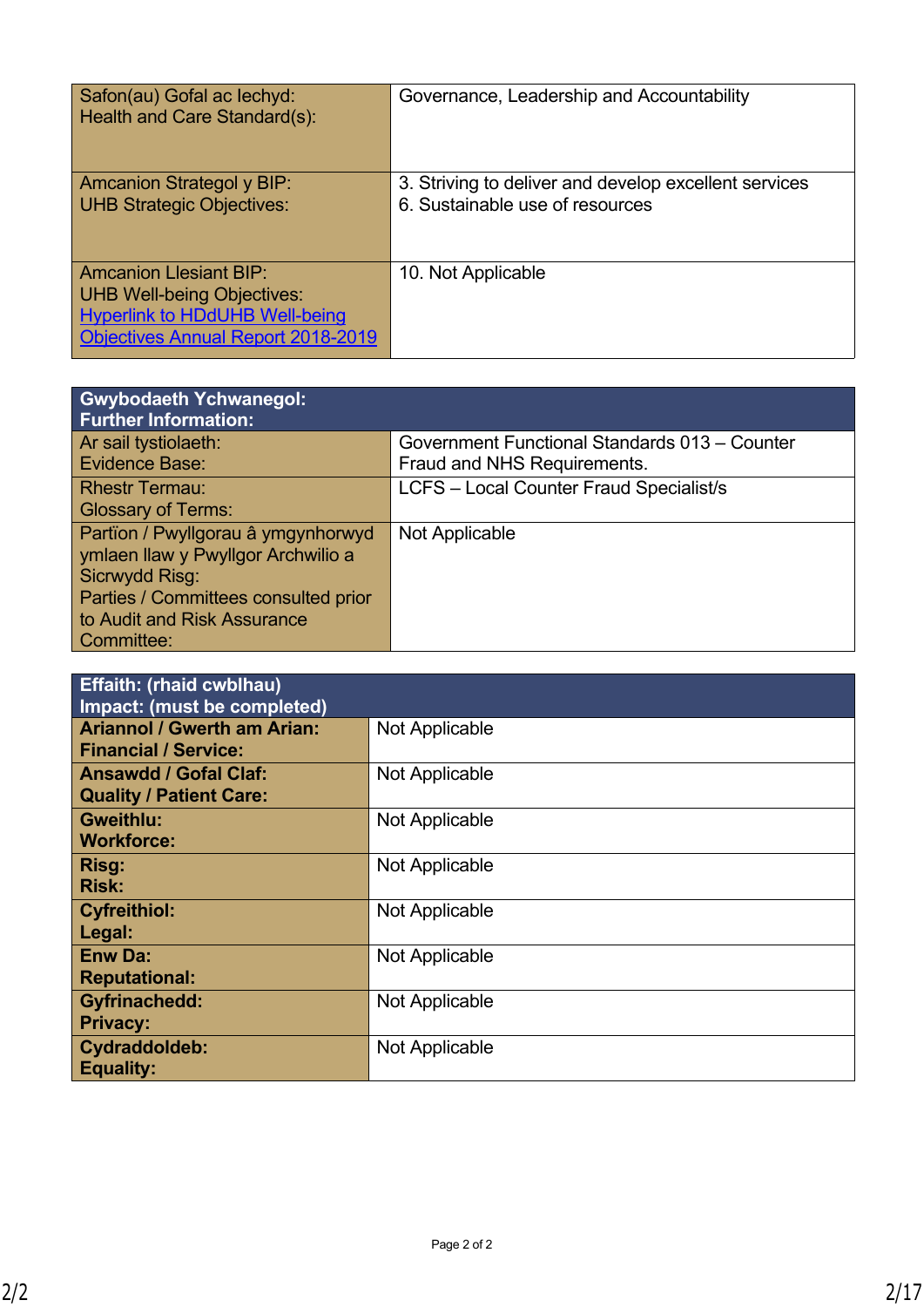| Safon(au) Gofal ac Iechyd:<br>Health and Care Standard(s): | Governance, Leadership and Accountability |
|---|---|
| Amcanion Strategol y BIP:<br>UHB Strategic Objectives: | 3. Striving to deliver and develop excellent services<br>6. Sustainable use of resources |
| Amcanion Llesiant BIP:<br>UHB Well-being Objectives:<br>[Hyperlink to HDdUHB Well-being Objectives Annual Report 2018-2019]() | 10. Not Applicable |

| **Gwybodaeth Ychwanegol:<br>Further Information:** | |
|---|---|
| Ar sail tystiolaeth:<br>Evidence Base: | Government Functional Standards 013 – Counter Fraud and NHS Requirements. |
| Rhestr Termau:<br>Glossary of Terms: | LCFS – Local Counter Fraud Specialist/s |
| Partïon / Pwyllgorau â ymgynhorwyd ymlaen llaw y Pwyllgor Archwilio a Sicrwydd Risg:<br>Parties / Committees consulted prior to Audit and Risk Assurance Committee: | Not Applicable |

| **Effaith: (rhaid cwblhau)<br>Impact: (must be completed)** | |
|---|---|
| **Ariannol / Gwerth am Arian:<br>Financial / Service:** | Not Applicable |
| **Ansawdd / Gofal Claf:<br>Quality / Patient Care:** | Not Applicable |
| **Gweithlu:<br>Workforce:** | Not Applicable |
| **Risg:<br>Risk:** | Not Applicable |
| **Cyfreithiol:<br>Legal:** | Not Applicable |
| **Enw Da:<br>Reputational:** | Not Applicable |
| **Gyfrinachedd:<br>Privacy:** | Not Applicable |
| **Cydraddoldeb:<br>Equality:** | Not Applicable |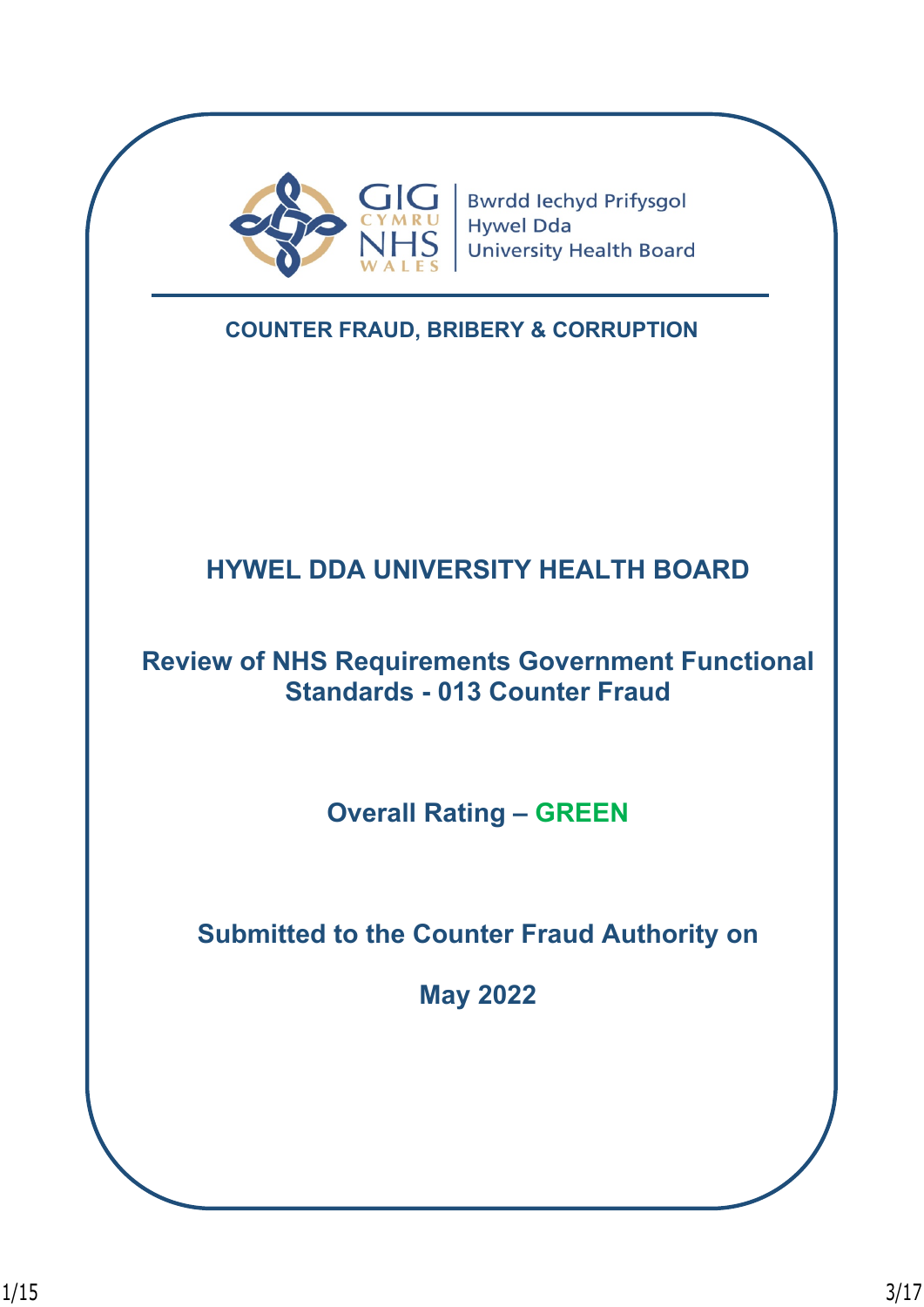GIG CYMRU NHS WALES | Bwrdd Iechyd Prifysgol Hywel Dda University Health Board

**COUNTER FRAUD, BRIBERY & CORRUPTION**

# HYWEL DDA UNIVERSITY HEALTH BOARD

## Review of NHS Requirements Government Functional Standards - 013 Counter Fraud

## Overall Rating – GREEN

## Submitted to the Counter Fraud Authority on

## May 2022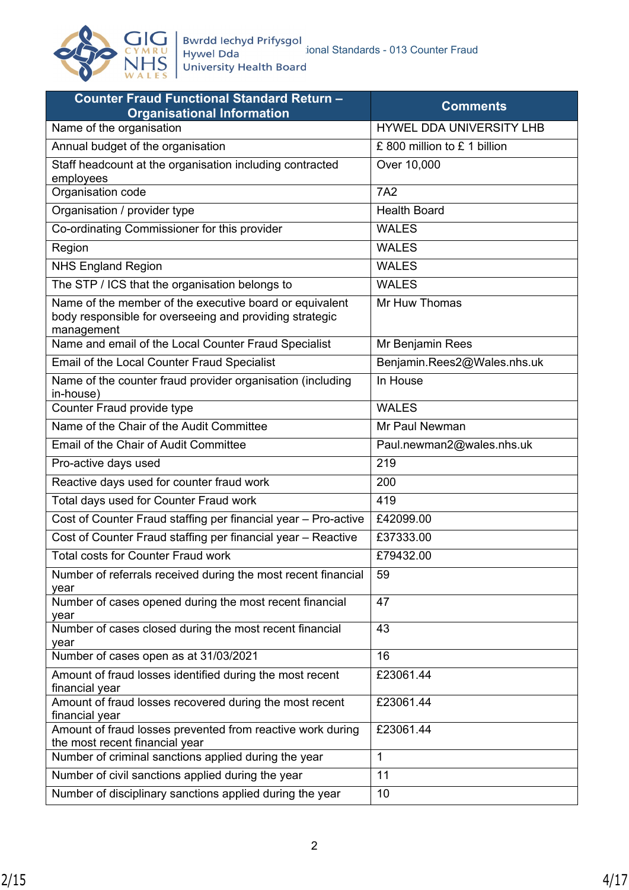| Counter Fraud Functional Standard Return – Organisational Information | Comments |
|---|---|
| Name of the organisation | HYWEL DDA UNIVERSITY LHB |
| Annual budget of the organisation | £ 800 million to £ 1 billion |
| Staff headcount at the organisation including contracted employees | Over 10,000 |
| Organisation code | 7A2 |
| Organisation / provider type | Health Board |
| Co-ordinating Commissioner for this provider | WALES |
| Region | WALES |
| NHS England Region | WALES |
| The STP / ICS that the organisation belongs to | WALES |
| Name of the member of the executive board or equivalent body responsible for overseeing and providing strategic management | Mr Huw Thomas |
| Name and email of the Local Counter Fraud Specialist | Mr Benjamin Rees |
| Email of the Local Counter Fraud Specialist | Benjamin.Rees2@Wales.nhs.uk |
| Name of the counter fraud provider organisation (including in-house) | In House |
| Counter Fraud provide type | WALES |
| Name of the Chair of the Audit Committee | Mr Paul Newman |
| Email of the Chair of Audit Committee | Paul.newman2@wales.nhs.uk |
| Pro-active days used | 219 |
| Reactive days used for counter fraud work | 200 |
| Total days used for Counter Fraud work | 419 |
| Cost of Counter Fraud staffing per financial year – Pro-active | £42099.00 |
| Cost of Counter Fraud staffing per financial year – Reactive | £37333.00 |
| Total costs for Counter Fraud work | £79432.00 |
| Number of referrals received during the most recent financial year | 59 |
| Number of cases opened during the most recent financial year | 47 |
| Number of cases closed during the most recent financial year | 43 |
| Number of cases open as at 31/03/2021 | 16 |
| Amount of fraud losses identified during the most recent financial year | £23061.44 |
| Amount of fraud losses recovered during the most recent financial year | £23061.44 |
| Amount of fraud losses prevented from reactive work during the most recent financial year | £23061.44 |
| Number of criminal sanctions applied during the year | 1 |
| Number of civil sanctions applied during the year | 11 |
| Number of disciplinary sanctions applied during the year | 10 |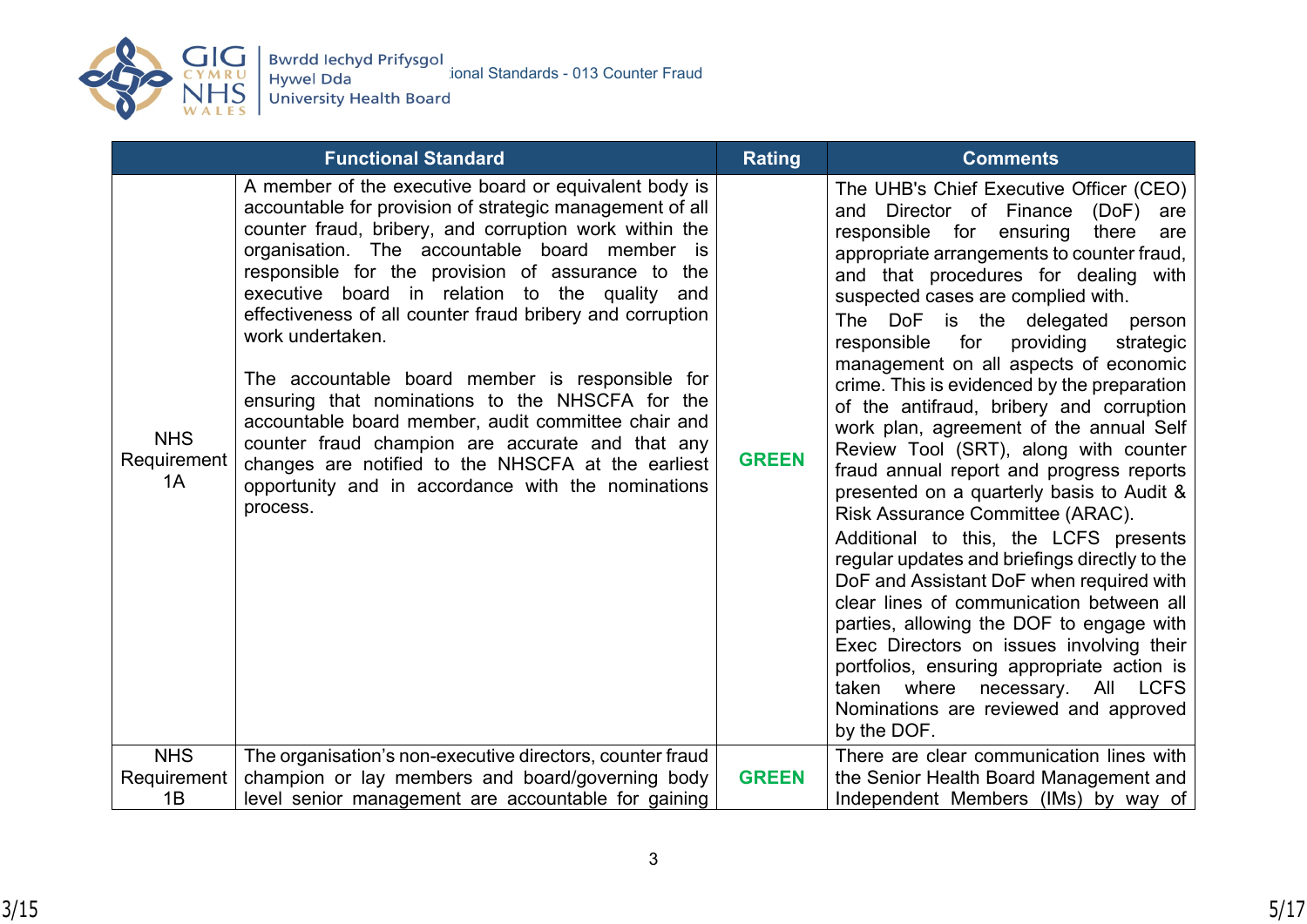| Functional Standard | | Rating | Comments |
|---|---|---|---|
| NHS Requirement 1A | A member of the executive board or equivalent body is accountable for provision of strategic management of all counter fraud, bribery, and corruption work within the organisation. The accountable board member is responsible for the provision of assurance to the executive board in relation to the quality and effectiveness of all counter fraud bribery and corruption work undertaken.<br><br>The accountable board member is responsible for ensuring that nominations to the NHSCFA for the accountable board member, audit committee chair and counter fraud champion are accurate and that any changes are notified to the NHSCFA at the earliest opportunity and in accordance with the nominations process. | GREEN | The UHB's Chief Executive Officer (CEO) and Director of Finance (DoF) are responsible for ensuring there are appropriate arrangements to counter fraud, and that procedures for dealing with suspected cases are complied with.<br>The DoF is the delegated person responsible for providing strategic management on all aspects of economic crime. This is evidenced by the preparation of the antifraud, bribery and corruption work plan, agreement of the annual Self Review Tool (SRT), along with counter fraud annual report and progress reports presented on a quarterly basis to Audit & Risk Assurance Committee (ARAC).<br>Additional to this, the LCFS presents regular updates and briefings directly to the DoF and Assistant DoF when required with clear lines of communication between all parties, allowing the DOF to engage with Exec Directors on issues involving their portfolios, ensuring appropriate action is taken where necessary. All LCFS Nominations are reviewed and approved by the DOF. |
| NHS Requirement 1B | The organisation's non-executive directors, counter fraud champion or lay members and board/governing body level senior management are accountable for gaining | GREEN | There are clear communication lines with the Senior Health Board Management and Independent Members (IMs) by way of |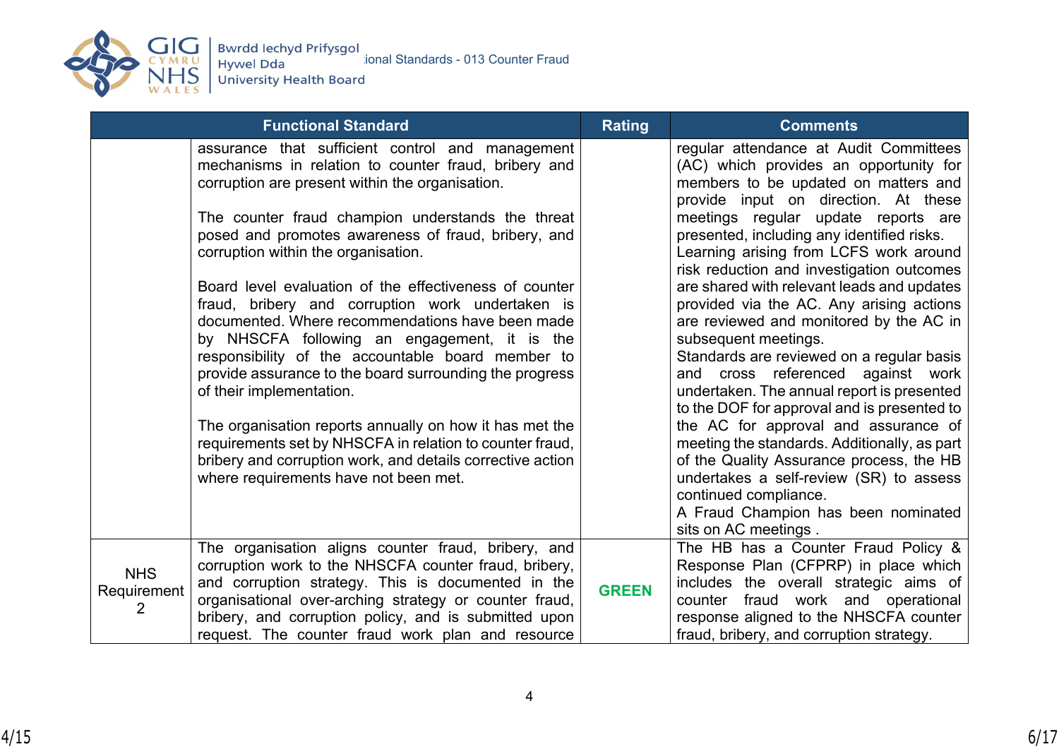| Functional Standard | | Rating | Comments |
|---|---|---|---|
| | assurance that sufficient control and management mechanisms in relation to counter fraud, bribery and corruption are present within the organisation.<br><br>The counter fraud champion understands the threat posed and promotes awareness of fraud, bribery, and corruption within the organisation.<br><br>Board level evaluation of the effectiveness of counter fraud, bribery and corruption work undertaken is documented. Where recommendations have been made by NHSCFA following an engagement, it is the responsibility of the accountable board member to provide assurance to the board surrounding the progress of their implementation.<br><br>The organisation reports annually on how it has met the requirements set by NHSCFA in relation to counter fraud, bribery and corruption work, and details corrective action where requirements have not been met. | | regular attendance at Audit Committees (AC) which provides an opportunity for members to be updated on matters and provide input on direction. At these meetings regular update reports are presented, including any identified risks.<br>Learning arising from LCFS work around risk reduction and investigation outcomes are shared with relevant leads and updates provided via the AC. Any arising actions are reviewed and monitored by the AC in subsequent meetings.<br>Standards are reviewed on a regular basis and cross referenced against work undertaken. The annual report is presented to the DOF for approval and is presented to the AC for approval and assurance of meeting the standards. Additionally, as part of the Quality Assurance process, the HB undertakes a self-review (SR) to assess continued compliance.<br>A Fraud Champion has been nominated sits on AC meetings . |
| NHS Requirement 2 | The organisation aligns counter fraud, bribery, and corruption work to the NHSCFA counter fraud, bribery, and corruption strategy. This is documented in the organisational over-arching strategy or counter fraud, bribery, and corruption policy, and is submitted upon request. The counter fraud work plan and resource | **GREEN** | The HB has a Counter Fraud Policy & Response Plan (CFPRP) in place which includes the overall strategic aims of counter fraud work and operational response aligned to the NHSCFA counter fraud, bribery, and corruption strategy. |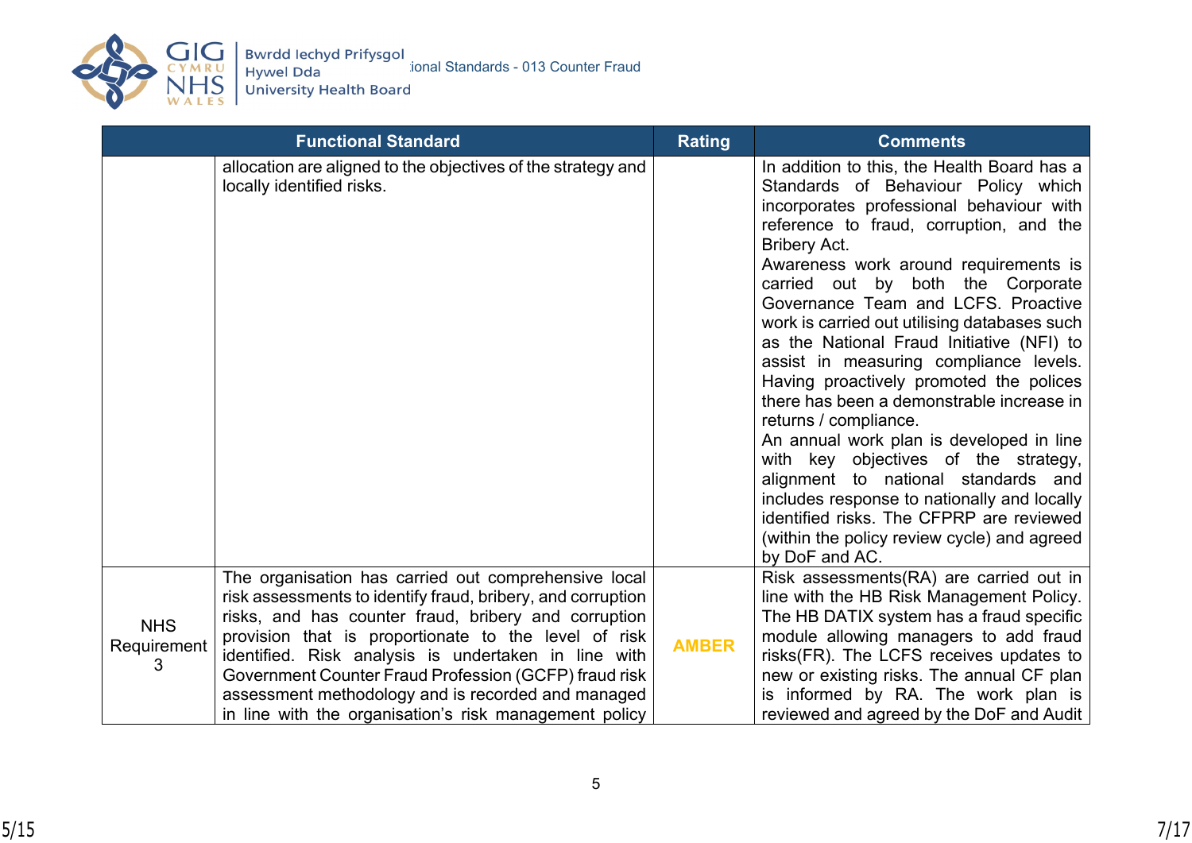| Functional Standard | | Rating | Comments |
|---|---|---|---|
| | allocation are aligned to the objectives of the strategy and locally identified risks. | | In addition to this, the Health Board has a Standards of Behaviour Policy which incorporates professional behaviour with reference to fraud, corruption, and the Bribery Act.<br>Awareness work around requirements is carried out by both the Corporate Governance Team and LCFS. Proactive work is carried out utilising databases such as the National Fraud Initiative (NFI) to assist in measuring compliance levels. Having proactively promoted the polices there has been a demonstrable increase in returns / compliance.<br>An annual work plan is developed in line with key objectives of the strategy, alignment to national standards and includes response to nationally and locally identified risks. The CFPRP are reviewed (within the policy review cycle) and agreed by DoF and AC. |
| NHS Requirement 3 | The organisation has carried out comprehensive local risk assessments to identify fraud, bribery, and corruption risks, and has counter fraud, bribery and corruption provision that is proportionate to the level of risk identified. Risk analysis is undertaken in line with Government Counter Fraud Profession (GCFP) fraud risk assessment methodology and is recorded and managed in line with the organisation's risk management policy | **AMBER** | Risk assessments(RA) are carried out in line with the HB Risk Management Policy. The HB DATIX system has a fraud specific module allowing managers to add fraud risks(FR). The LCFS receives updates to new or existing risks. The annual CF plan is informed by RA. The work plan is reviewed and agreed by the DoF and Audit |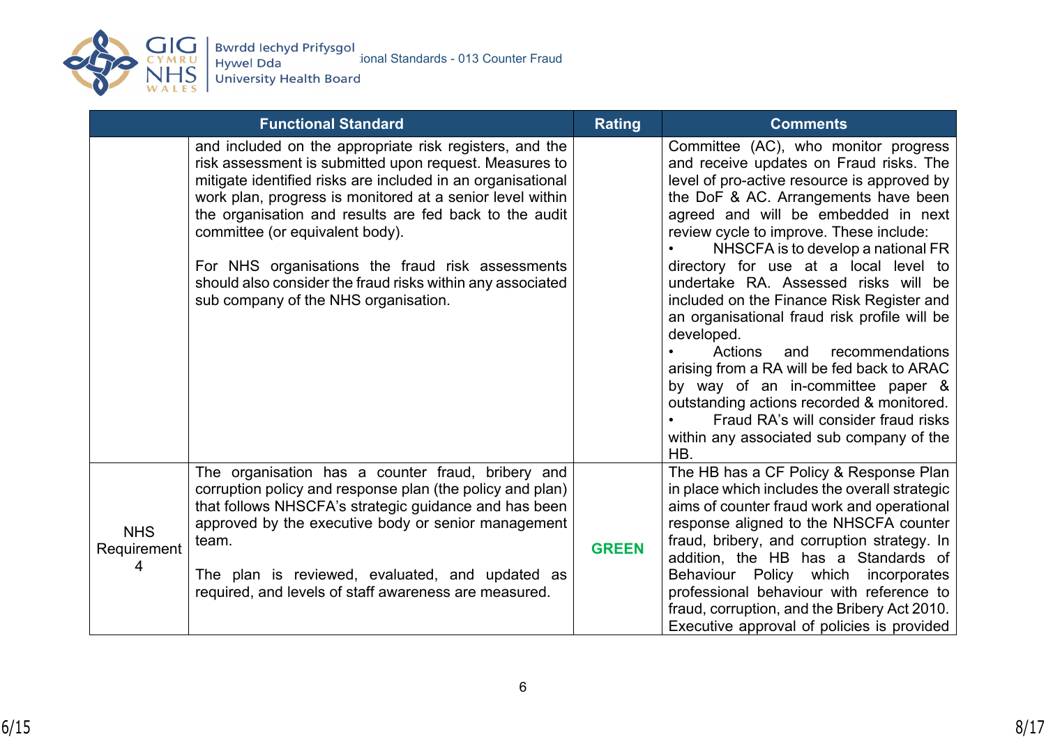| Functional Standard | | Rating | Comments |
|---|---|---|---|
| | and included on the appropriate risk registers, and the risk assessment is submitted upon request. Measures to mitigate identified risks are included in an organisational work plan, progress is monitored at a senior level within the organisation and results are fed back to the audit committee (or equivalent body).<br><br>For NHS organisations the fraud risk assessments should also consider the fraud risks within any associated sub company of the NHS organisation. | | Committee (AC), who monitor progress and receive updates on Fraud risks. The level of pro-active resource is approved by the DoF & AC. Arrangements have been agreed and will be embedded in next review cycle to improve. These include:<br>• NHSCFA is to develop a national FR directory for use at a local level to undertake RA. Assessed risks will be included on the Finance Risk Register and an organisational fraud risk profile will be developed.<br>• Actions and recommendations arising from a RA will be fed back to ARAC by way of an in-committee paper & outstanding actions recorded & monitored.<br>• Fraud RA's will consider fraud risks within any associated sub company of the HB. |
| NHS Requirement 4 | The organisation has a counter fraud, bribery and corruption policy and response plan (the policy and plan) that follows NHSCFA's strategic guidance and has been approved by the executive body or senior management team.<br><br>The plan is reviewed, evaluated, and updated as required, and levels of staff awareness are measured. | GREEN | The HB has a CF Policy & Response Plan in place which includes the overall strategic aims of counter fraud work and operational response aligned to the NHSCFA counter fraud, bribery, and corruption strategy. In addition, the HB has a Standards of Behaviour Policy which incorporates professional behaviour with reference to fraud, corruption, and the Bribery Act 2010. Executive approval of policies is provided |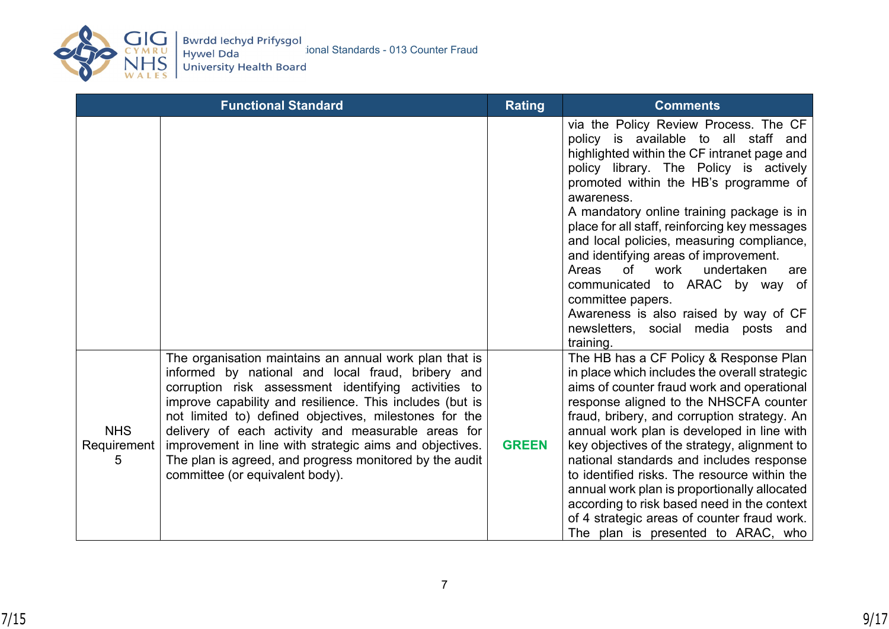| Functional Standard | | Rating | Comments |
|---|---|---|---|
| | | | via the Policy Review Process. The CF policy is available to all staff and highlighted within the CF intranet page and policy library. The Policy is actively promoted within the HB's programme of awareness.<br>A mandatory online training package is in place for all staff, reinforcing key messages and local policies, measuring compliance, and identifying areas of improvement.<br>Areas of work undertaken are communicated to ARAC by way of committee papers.<br>Awareness is also raised by way of CF newsletters, social media posts and training. |
| NHS Requirement 5 | The organisation maintains an annual work plan that is informed by national and local fraud, bribery and corruption risk assessment identifying activities to improve capability and resilience. This includes (but is not limited to) defined objectives, milestones for the delivery of each activity and measurable areas for improvement in line with strategic aims and objectives. The plan is agreed, and progress monitored by the audit committee (or equivalent body). | **GREEN** | The HB has a CF Policy & Response Plan in place which includes the overall strategic aims of counter fraud work and operational response aligned to the NHSCFA counter fraud, bribery, and corruption strategy. An annual work plan is developed in line with key objectives of the strategy, alignment to national standards and includes response to identified risks. The resource within the annual work plan is proportionally allocated according to risk based need in the context of 4 strategic areas of counter fraud work. The plan is presented to ARAC, who |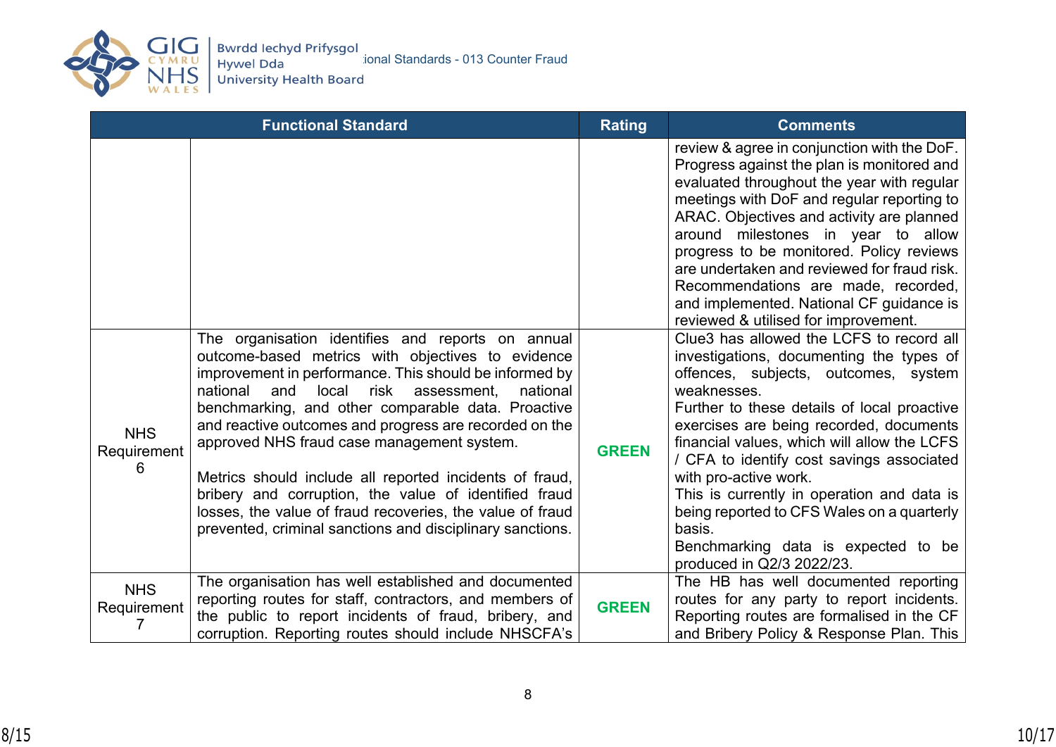| Functional Standard | | Rating | Comments |
|---|---|---|---|
| | | | review & agree in conjunction with the DoF. Progress against the plan is monitored and evaluated throughout the year with regular meetings with DoF and regular reporting to ARAC. Objectives and activity are planned around milestones in year to allow progress to be monitored. Policy reviews are undertaken and reviewed for fraud risk. Recommendations are made, recorded, and implemented. National CF guidance is reviewed & utilised for improvement. |
| NHS Requirement 6 | The organisation identifies and reports on annual outcome-based metrics with objectives to evidence improvement in performance. This should be informed by national and local risk assessment, national benchmarking, and other comparable data. Proactive and reactive outcomes and progress are recorded on the approved NHS fraud case management system.<br><br>Metrics should include all reported incidents of fraud, bribery and corruption, the value of identified fraud losses, the value of fraud recoveries, the value of fraud prevented, criminal sanctions and disciplinary sanctions. | GREEN | Clue3 has allowed the LCFS to record all investigations, documenting the types of offences, subjects, outcomes, system weaknesses.<br>Further to these details of local proactive exercises are being recorded, documents financial values, which will allow the LCFS / CFA to identify cost savings associated with pro-active work.<br>This is currently in operation and data is being reported to CFS Wales on a quarterly basis.<br>Benchmarking data is expected to be produced in Q2/3 2022/23. |
| NHS Requirement 7 | The organisation has well established and documented reporting routes for staff, contractors, and members of the public to report incidents of fraud, bribery, and corruption. Reporting routes should include NHSCFA's | GREEN | The HB has well documented reporting routes for any party to report incidents. Reporting routes are formalised in the CF and Bribery Policy & Response Plan. This |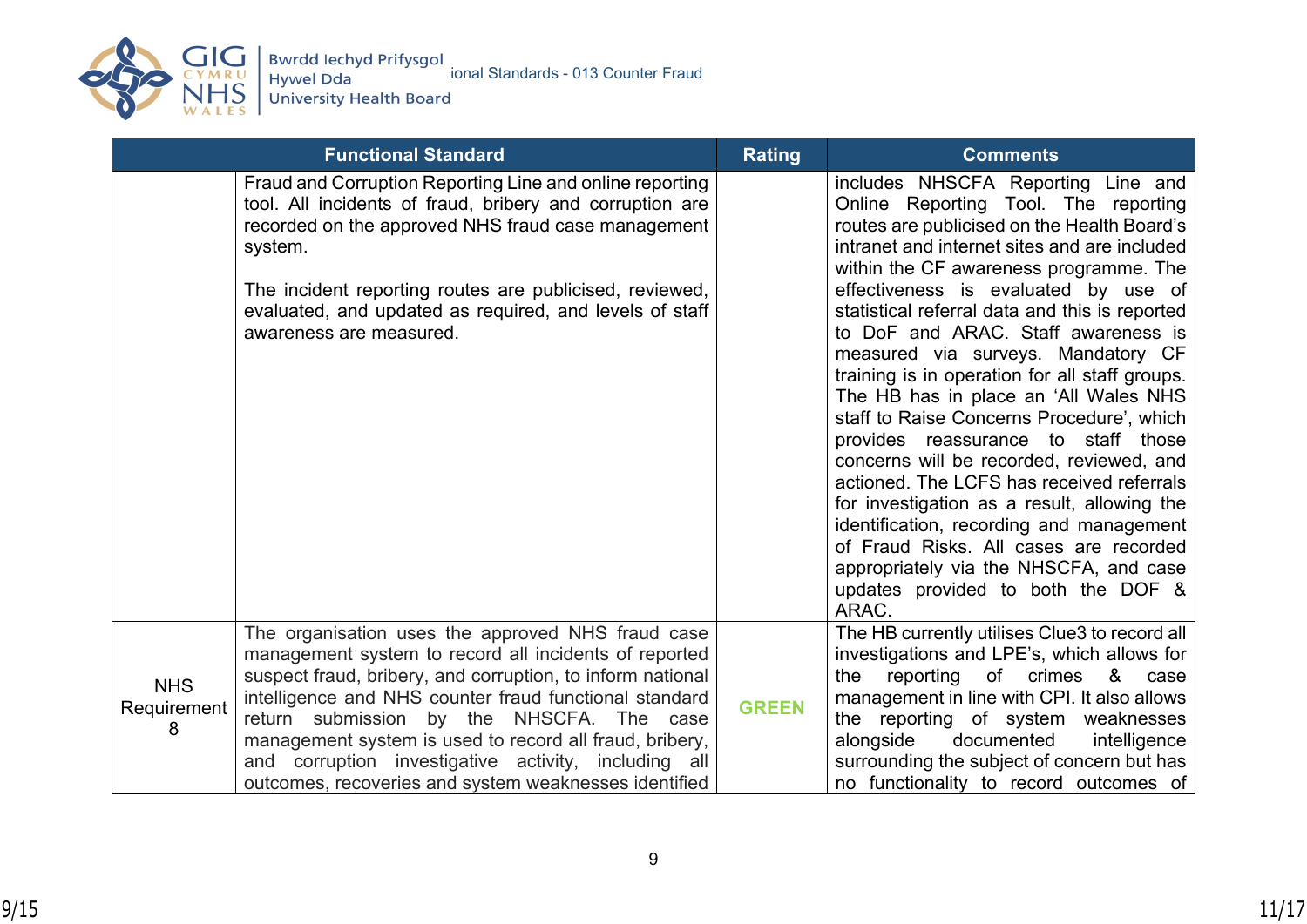| Functional Standard | | Rating | Comments |
|---|---|---|---|
| | Fraud and Corruption Reporting Line and online reporting tool. All incidents of fraud, bribery and corruption are recorded on the approved NHS fraud case management system.<br><br>The incident reporting routes are publicised, reviewed, evaluated, and updated as required, and levels of staff awareness are measured. | | includes NHSCFA Reporting Line and Online Reporting Tool. The reporting routes are publicised on the Health Board's intranet and internet sites and are included within the CF awareness programme. The effectiveness is evaluated by use of statistical referral data and this is reported to DoF and ARAC. Staff awareness is measured via surveys. Mandatory CF training is in operation for all staff groups. The HB has in place an 'All Wales NHS staff to Raise Concerns Procedure', which provides reassurance to staff those concerns will be recorded, reviewed, and actioned. The LCFS has received referrals for investigation as a result, allowing the identification, recording and management of Fraud Risks. All cases are recorded appropriately via the NHSCFA, and case updates provided to both the DOF & ARAC. |
| NHS Requirement 8 | The organisation uses the approved NHS fraud case management system to record all incidents of reported suspect fraud, bribery, and corruption, to inform national intelligence and NHS counter fraud functional standard return submission by the NHSCFA. The case management system is used to record all fraud, bribery, and corruption investigative activity, including all outcomes, recoveries and system weaknesses identified | GREEN | The HB currently utilises Clue3 to record all investigations and LPE's, which allows for the reporting of crimes & case management in line with CPI. It also allows the reporting of system weaknesses alongside documented intelligence surrounding the subject of concern but has no functionality to record outcomes of |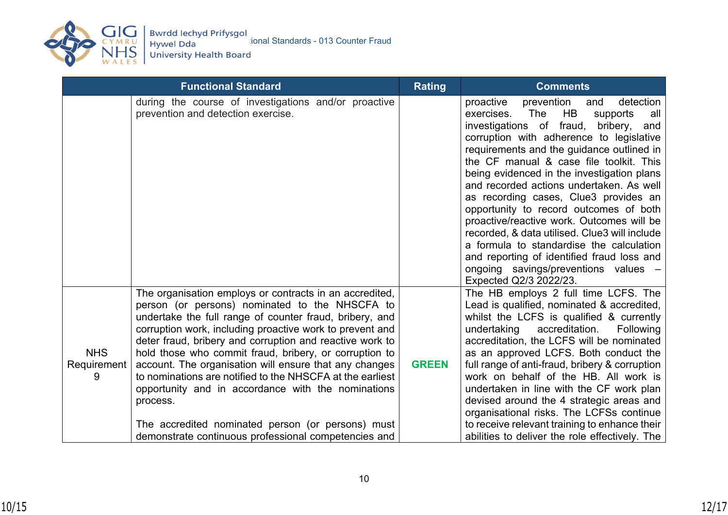| Functional Standard | | Rating | Comments |
|---|---|---|---|
| | during the course of investigations and/or proactive prevention and detection exercise. | | proactive prevention and detection exercises. The HB supports all investigations of fraud, bribery, and corruption with adherence to legislative requirements and the guidance outlined in the CF manual & case file toolkit. This being evidenced in the investigation plans and recorded actions undertaken. As well as recording cases, Clue3 provides an opportunity to record outcomes of both proactive/reactive work. Outcomes will be recorded, & data utilised. Clue3 will include a formula to standardise the calculation and reporting of identified fraud loss and ongoing savings/preventions values – Expected Q2/3 2022/23. |
| NHS Requirement 9 | The organisation employs or contracts in an accredited, person (or persons) nominated to the NHSCFA to undertake the full range of counter fraud, bribery, and corruption work, including proactive work to prevent and deter fraud, bribery and corruption and reactive work to hold those who commit fraud, bribery, or corruption to account. The organisation will ensure that any changes to nominations are notified to the NHSCFA at the earliest opportunity and in accordance with the nominations process.<br><br>The accredited nominated person (or persons) must demonstrate continuous professional competencies and | **GREEN** | The HB employs 2 full time LCFS. The Lead is qualified, nominated & accredited, whilst the LCFS is qualified & currently undertaking accreditation. Following accreditation, the LCFS will be nominated as an approved LCFS. Both conduct the full range of anti-fraud, bribery & corruption work on behalf of the HB. All work is undertaken in line with the CF work plan devised around the 4 strategic areas and organisational risks. The LCFSs continue to receive relevant training to enhance their abilities to deliver the role effectively. The |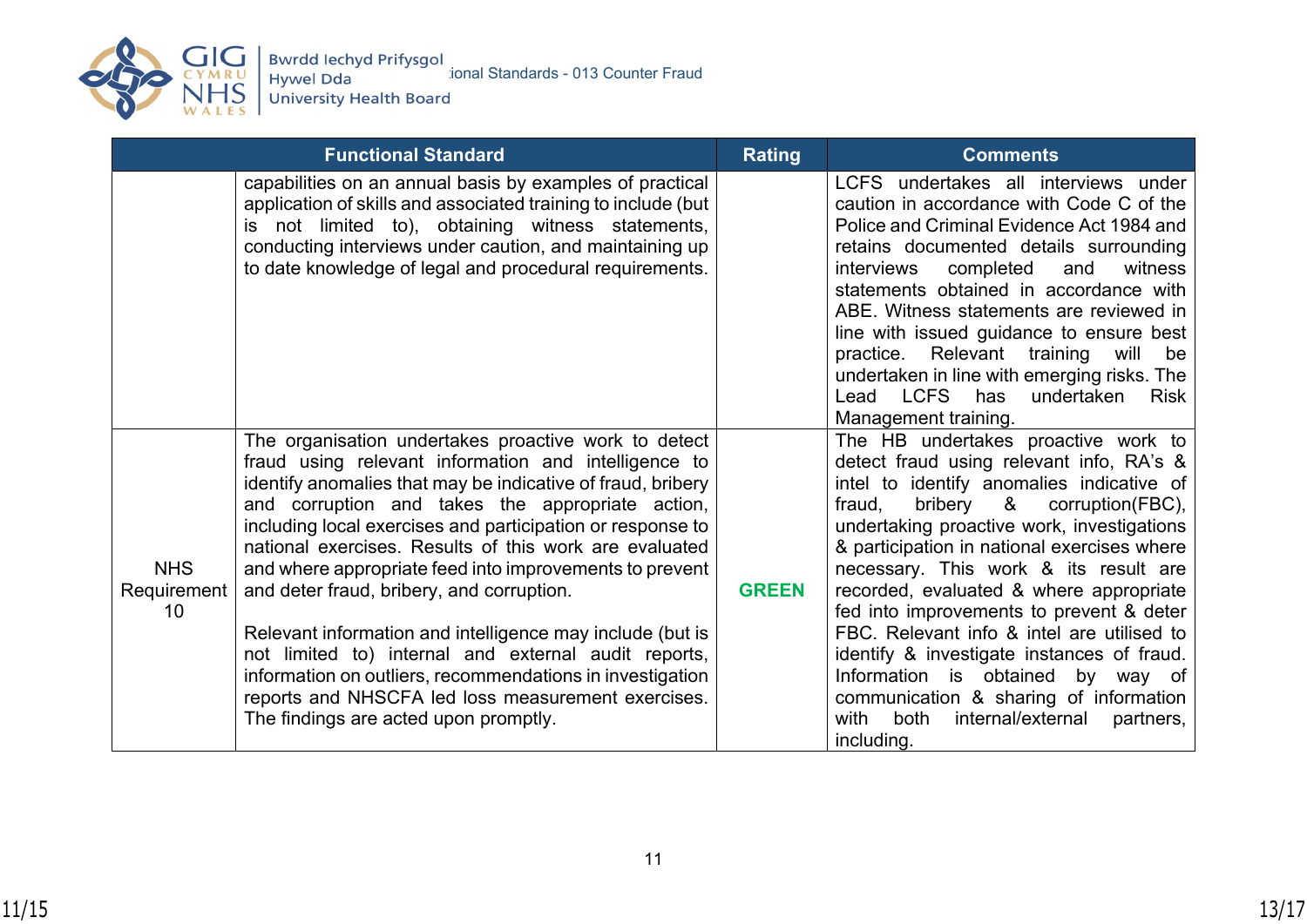| Functional Standard | | Rating | Comments |
|---|---|---|---|
| | capabilities on an annual basis by examples of practical application of skills and associated training to include (but is not limited to), obtaining witness statements, conducting interviews under caution, and maintaining up to date knowledge of legal and procedural requirements. | | LCFS undertakes all interviews under caution in accordance with Code C of the Police and Criminal Evidence Act 1984 and retains documented details surrounding interviews completed and witness statements obtained in accordance with ABE. Witness statements are reviewed in line with issued guidance to ensure best practice. Relevant training will be undertaken in line with emerging risks. The Lead LCFS has undertaken Risk Management training. |
| NHS Requirement 10 | The organisation undertakes proactive work to detect fraud using relevant information and intelligence to identify anomalies that may be indicative of fraud, bribery and corruption and takes the appropriate action, including local exercises and participation or response to national exercises. Results of this work are evaluated and where appropriate feed into improvements to prevent and deter fraud, bribery, and corruption.<br><br>Relevant information and intelligence may include (but is not limited to) internal and external audit reports, information on outliers, recommendations in investigation reports and NHSCFA led loss measurement exercises. The findings are acted upon promptly. | GREEN | The HB undertakes proactive work to detect fraud using relevant info, RA's & intel to identify anomalies indicative of fraud, bribery & corruption(FBC), undertaking proactive work, investigations & participation in national exercises where necessary. This work & its result are recorded, evaluated & where appropriate fed into improvements to prevent & deter FBC. Relevant info & intel are utilised to identify & investigate instances of fraud. Information is obtained by way of communication & sharing of information with both internal/external partners, including. |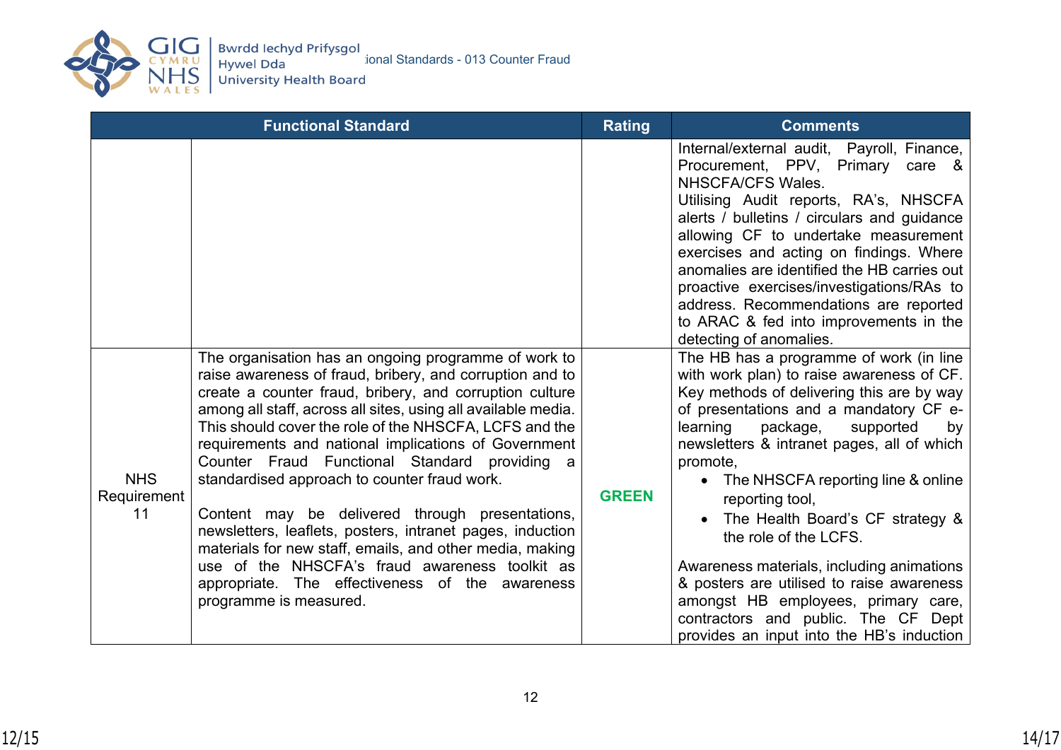| Functional Standard | | Rating | Comments |
|---|---|---|---|
| | | | Internal/external audit, Payroll, Finance, Procurement, PPV, Primary care & NHSCFA/CFS Wales. Utilising Audit reports, RA's, NHSCFA alerts / bulletins / circulars and guidance allowing CF to undertake measurement exercises and acting on findings. Where anomalies are identified the HB carries out proactive exercises/investigations/RAs to address. Recommendations are reported to ARAC & fed into improvements in the detecting of anomalies. |
| NHS Requirement 11 | The organisation has an ongoing programme of work to raise awareness of fraud, bribery, and corruption and to create a counter fraud, bribery, and corruption culture among all staff, across all sites, using all available media. This should cover the role of the NHSCFA, LCFS and the requirements and national implications of Government Counter Fraud Functional Standard providing a standardised approach to counter fraud work.<br><br>Content may be delivered through presentations, newsletters, leaflets, posters, intranet pages, induction materials for new staff, emails, and other media, making use of the NHSCFA's fraud awareness toolkit as appropriate. The effectiveness of the awareness programme is measured. | **GREEN** | The HB has a programme of work (in line with work plan) to raise awareness of CF. Key methods of delivering this are by way of presentations and a mandatory CF e-learning package, supported by newsletters & intranet pages, all of which promote,<br>• The NHSCFA reporting line & online reporting tool,<br>• The Health Board's CF strategy & the role of the LCFS.<br><br>Awareness materials, including animations & posters are utilised to raise awareness amongst HB employees, primary care, contractors and public. The CF Dept provides an input into the HB's induction |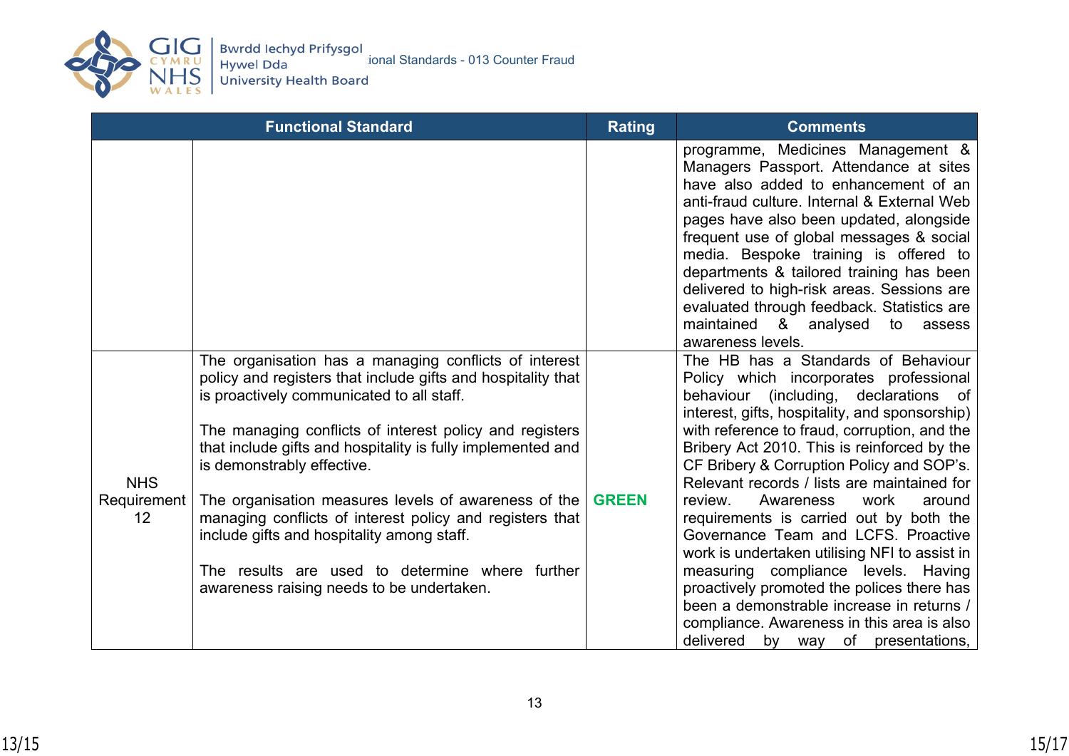| Functional Standard | | Rating | Comments |
|---|---|---|---|
| | | | programme, Medicines Management & Managers Passport. Attendance at sites have also added to enhancement of an anti-fraud culture. Internal & External Web pages have also been updated, alongside frequent use of global messages & social media. Bespoke training is offered to departments & tailored training has been delivered to high-risk areas. Sessions are evaluated through feedback. Statistics are maintained & analysed to assess awareness levels. |
| NHS Requirement 12 | The organisation has a managing conflicts of interest policy and registers that include gifts and hospitality that is proactively communicated to all staff.<br><br>The managing conflicts of interest policy and registers that include gifts and hospitality is fully implemented and is demonstrably effective.<br><br>The organisation measures levels of awareness of the managing conflicts of interest policy and registers that include gifts and hospitality among staff.<br><br>The results are used to determine where further awareness raising needs to be undertaken. | **GREEN** | The HB has a Standards of Behaviour Policy which incorporates professional behaviour (including, declarations of interest, gifts, hospitality, and sponsorship) with reference to fraud, corruption, and the Bribery Act 2010. This is reinforced by the CF Bribery & Corruption Policy and SOP's. Relevant records / lists are maintained for review. Awareness work around requirements is carried out by both the Governance Team and LCFS. Proactive work is undertaken utilising NFI to assist in measuring compliance levels. Having proactively promoted the polices there has been a demonstrable increase in returns / compliance. Awareness in this area is also delivered by way of presentations, |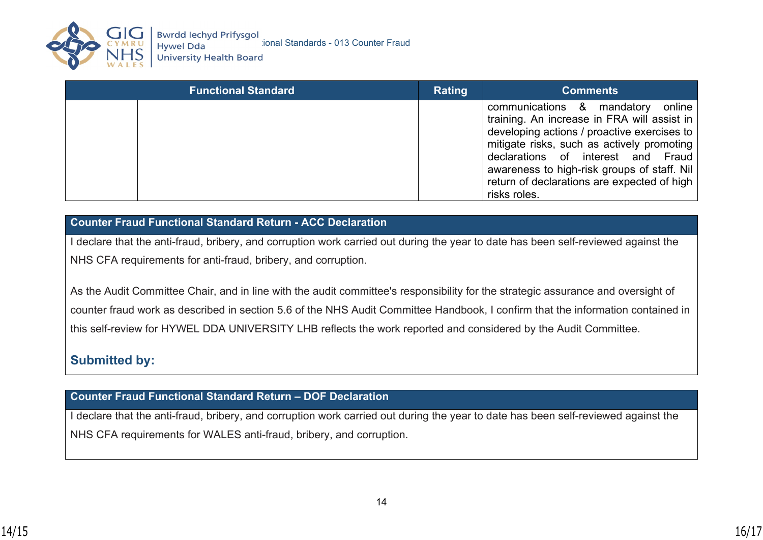| Functional Standard | | Rating | Comments |
|---|---|---|---|
| | | | communications & mandatory online training. An increase in FRA will assist in developing actions / proactive exercises to mitigate risks, such as actively promoting declarations of interest and Fraud awareness to high-risk groups of staff. Nil return of declarations are expected of high risks roles. |

| Counter Fraud Functional Standard Return - ACC Declaration |
|---|
| I declare that the anti-fraud, bribery, and corruption work carried out during the year to date has been self-reviewed against the NHS CFA requirements for anti-fraud, bribery, and corruption.<br><br>As the Audit Committee Chair, and in line with the audit committee's responsibility for the strategic assurance and oversight of counter fraud work as described in section 5.6 of the NHS Audit Committee Handbook, I confirm that the information contained in this self-review for HYWEL DDA UNIVERSITY LHB reflects the work reported and considered by the Audit Committee.<br><br>**Submitted by:** |

| Counter Fraud Functional Standard Return – DOF Declaration |
|---|
| I declare that the anti-fraud, bribery, and corruption work carried out during the year to date has been self-reviewed against the NHS CFA requirements for WALES anti-fraud, bribery, and corruption. |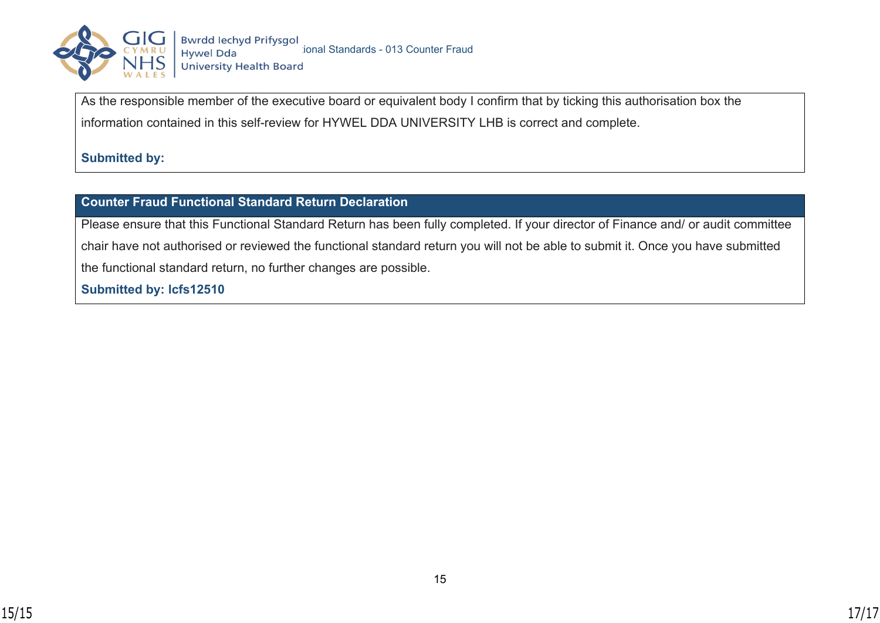As the responsible member of the executive board or equivalent body I confirm that by ticking this authorisation box the information contained in this self-review for HYWEL DDA UNIVERSITY LHB is correct and complete.

**Submitted by:**

## Counter Fraud Functional Standard Return Declaration

Please ensure that this Functional Standard Return has been fully completed. If your director of Finance and/ or audit committee chair have not authorised or reviewed the functional standard return you will not be able to submit it. Once you have submitted the functional standard return, no further changes are possible.

**Submitted by: lcfs12510**